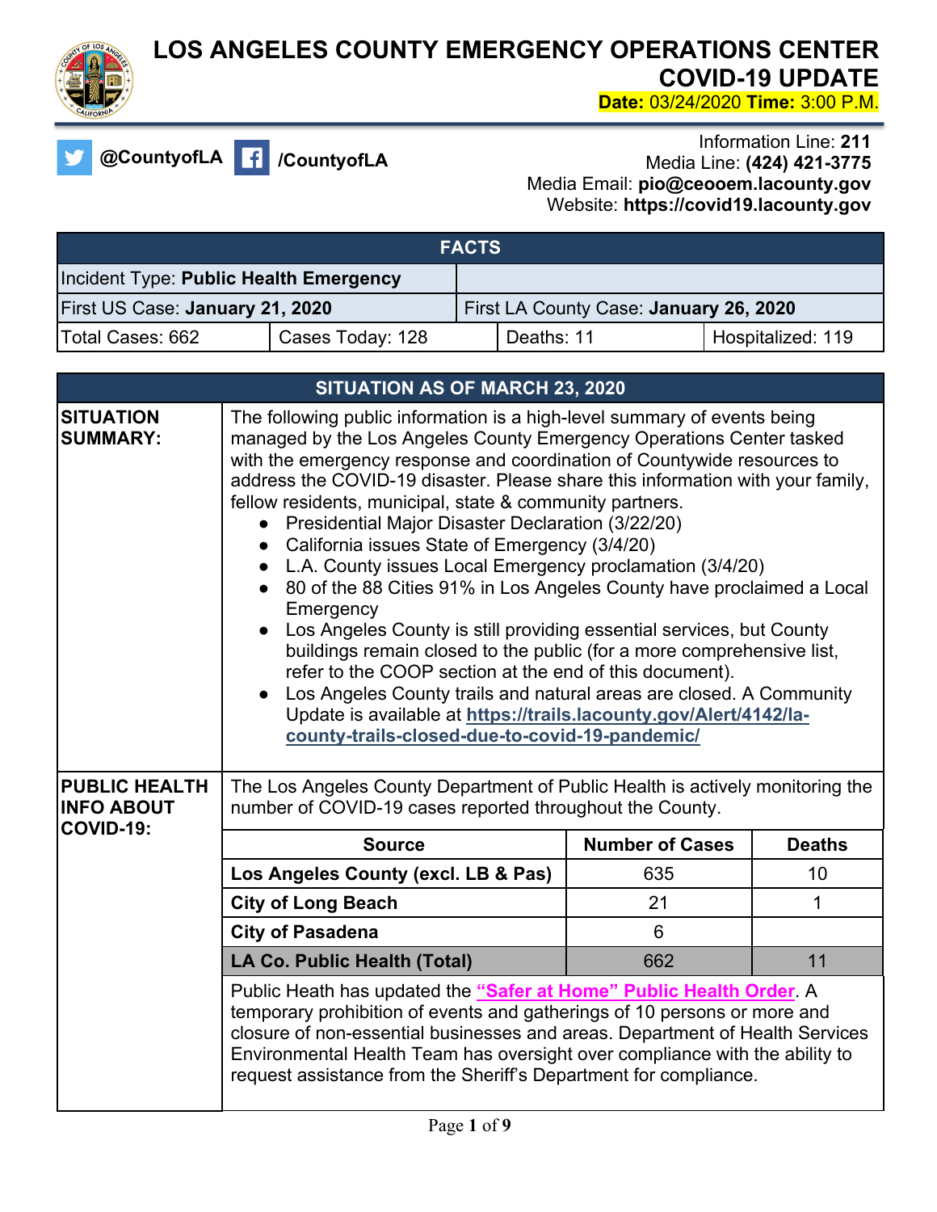# LOS ANGELES COUNTY EMERGENCY OPERATIONS CENTER
# COVID-19 UPDATE

**Date:** 03/24/2020 **Time:** 3:00 P.M.

**@CountyofLA** **/CountyofLA**

Information Line: **211**
Media Line: **(424) 421-3775**
Media Email: **pio@ceooem.lacounty.gov**
Website: **https://covid19.lacounty.gov**

| FACTS | | | |
|---|---|---|---|
| Incident Type: **Public Health Emergency** | | | |
| First US Case: **January 21, 2020** | | First LA County Case: **January 26, 2020** | |
| Total Cases: 662 | Cases Today: 128 | Deaths: 11 | Hospitalized: 119 |

## SITUATION AS OF MARCH 23, 2020

**SITUATION SUMMARY:**

The following public information is a high-level summary of events being managed by the Los Angeles County Emergency Operations Center tasked with the emergency response and coordination of Countywide resources to address the COVID-19 disaster. Please share this information with your family, fellow residents, municipal, state & community partners.

- Presidential Major Disaster Declaration (3/22/20)
- California issues State of Emergency (3/4/20)
- L.A. County issues Local Emergency proclamation (3/4/20)
- 80 of the 88 Cities 91% in Los Angeles County have proclaimed a Local Emergency
- Los Angeles County is still providing essential services, but County buildings remain closed to the public (for a more comprehensive list, refer to the COOP section at the end of this document).
- Los Angeles County trails and natural areas are closed. A Community Update is available at [https://trails.lacounty.gov/Alert/4142/la-county-trails-closed-due-to-covid-19-pandemic/](https://trails.lacounty.gov/Alert/4142/la-county-trails-closed-due-to-covid-19-pandemic/)

**PUBLIC HEALTH INFO ABOUT COVID-19:**

The Los Angeles County Department of Public Health is actively monitoring the number of COVID-19 cases reported throughout the County.

| Source | Number of Cases | Deaths |
|---|---|---|
| **Los Angeles County (excl. LB & Pas)** | 635 | 10 |
| **City of Long Beach** | 21 | 1 |
| **City of Pasadena** | 6 | |
| **LA Co. Public Health (Total)** | 662 | 11 |

Public Heath has updated the **"Safer at Home" Public Health Order**. A temporary prohibition of events and gatherings of 10 persons or more and closure of non-essential businesses and areas. Department of Health Services Environmental Health Team has oversight over compliance with the ability to request assistance from the Sheriff's Department for compliance.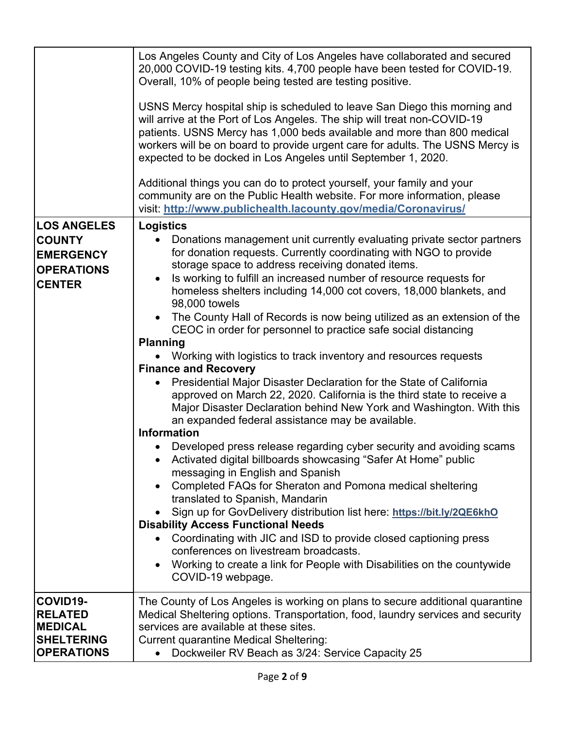| | |
|---|---|
| | Los Angeles County and City of Los Angeles have collaborated and secured 20,000 COVID-19 testing kits. 4,700 people have been tested for COVID-19. Overall, 10% of people being tested are testing positive.<br><br>USNS Mercy hospital ship is scheduled to leave San Diego this morning and will arrive at the Port of Los Angeles. The ship will treat non-COVID-19 patients. USNS Mercy has 1,000 beds available and more than 800 medical workers will be on board to provide urgent care for adults. The USNS Mercy is expected to be docked in Los Angeles until September 1, 2020.<br><br>Additional things you can do to protect yourself, your family and your community are on the Public Health website. For more information, please visit: **http://www.publichealth.lacounty.gov/media/Coronavirus/** |
| **LOS ANGELES COUNTY EMERGENCY OPERATIONS CENTER** | **Logistics**<br>• Donations management unit currently evaluating private sector partners for donation requests. Currently coordinating with NGO to provide storage space to address receiving donated items.<br>• Is working to fulfill an increased number of resource requests for homeless shelters including 14,000 cot covers, 18,000 blankets, and 98,000 towels<br>• The County Hall of Records is now being utilized as an extension of the CEOC in order for personnel to practice safe social distancing<br>**Planning**<br>• Working with logistics to track inventory and resources requests<br>**Finance and Recovery**<br>• Presidential Major Disaster Declaration for the State of California approved on March 22, 2020. California is the third state to receive a Major Disaster Declaration behind New York and Washington. With this an expanded federal assistance may be available.<br>**Information**<br>• Developed press release regarding cyber security and avoiding scams<br>• Activated digital billboards showcasing "Safer At Home" public messaging in English and Spanish<br>• Completed FAQs for Sheraton and Pomona medical sheltering translated to Spanish, Mandarin<br>• Sign up for GovDelivery distribution list here: **https://bit.ly/2QE6khO**<br>**Disability Access Functional Needs**<br>• Coordinating with JIC and ISD to provide closed captioning press conferences on livestream broadcasts.<br>• Working to create a link for People with Disabilities on the countywide COVID-19 webpage. |
| **COVID19-RELATED MEDICAL SHELTERING OPERATIONS** | The County of Los Angeles is working on plans to secure additional quarantine Medical Sheltering options. Transportation, food, laundry services and security services are available at these sites.<br>Current quarantine Medical Sheltering:<br>• Dockweiler RV Beach as 3/24: Service Capacity 25 |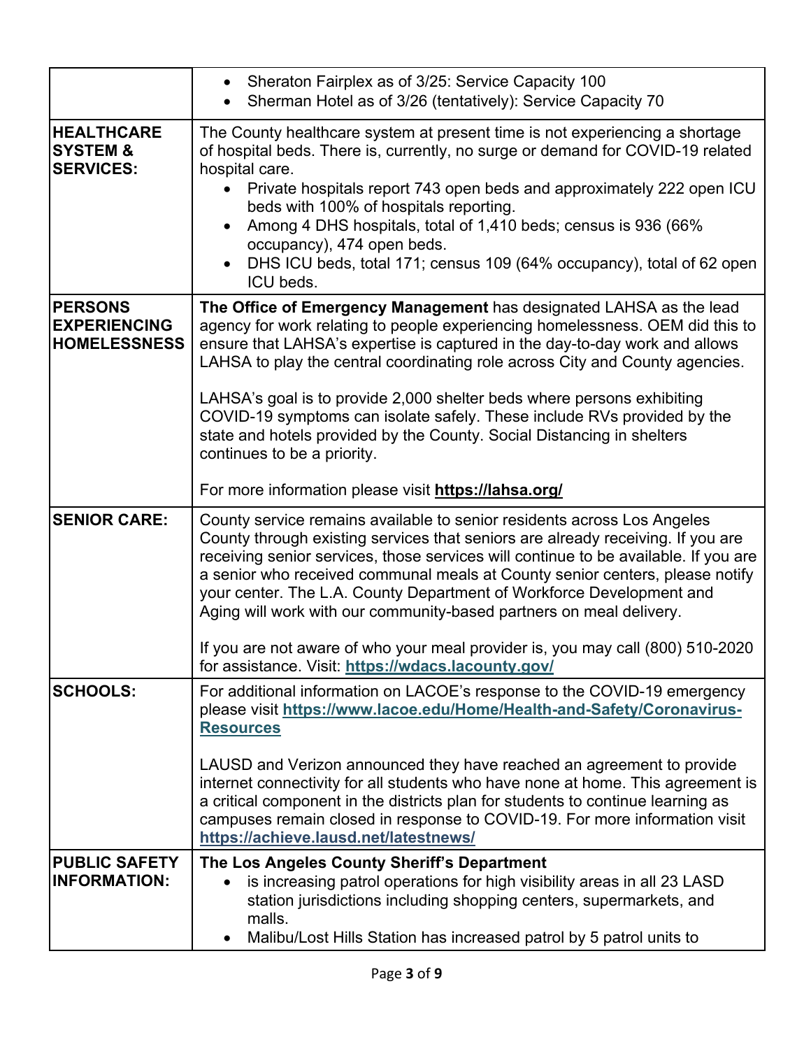| | |
|---|---|
| | • Sheraton Fairplex as of 3/25: Service Capacity 100<br>• Sherman Hotel as of 3/26 (tentatively): Service Capacity 70 |
| **HEALTHCARE SYSTEM & SERVICES:** | The County healthcare system at present time is not experiencing a shortage of hospital beds. There is, currently, no surge or demand for COVID-19 related hospital care.<br>• Private hospitals report 743 open beds and approximately 222 open ICU beds with 100% of hospitals reporting.<br>• Among 4 DHS hospitals, total of 1,410 beds; census is 936 (66% occupancy), 474 open beds.<br>• DHS ICU beds, total 171; census 109 (64% occupancy), total of 62 open ICU beds. |
| **PERSONS EXPERIENCING HOMELESSNESS** | **The Office of Emergency Management** has designated LAHSA as the lead agency for work relating to people experiencing homelessness. OEM did this to ensure that LAHSA's expertise is captured in the day-to-day work and allows LAHSA to play the central coordinating role across City and County agencies.<br><br>LAHSA's goal is to provide 2,000 shelter beds where persons exhibiting COVID-19 symptoms can isolate safely. These include RVs provided by the state and hotels provided by the County. Social Distancing in shelters continues to be a priority.<br><br>For more information please visit **https://lahsa.org/** |
| **SENIOR CARE:** | County service remains available to senior residents across Los Angeles County through existing services that seniors are already receiving. If you are receiving senior services, those services will continue to be available. If you are a senior who received communal meals at County senior centers, please notify your center. The L.A. County Department of Workforce Development and Aging will work with our community-based partners on meal delivery.<br><br>If you are not aware of who your meal provider is, you may call (800) 510-2020 for assistance. Visit: **https://wdacs.lacounty.gov/** |
| **SCHOOLS:** | For additional information on LACOE's response to the COVID-19 emergency please visit **https://www.lacoe.edu/Home/Health-and-Safety/Coronavirus-Resources**<br><br>LAUSD and Verizon announced they have reached an agreement to provide internet connectivity for all students who have none at home. This agreement is a critical component in the districts plan for students to continue learning as campuses remain closed in response to COVID-19. For more information visit **https://achieve.lausd.net/latestnews/** |
| **PUBLIC SAFETY INFORMATION:** | **The Los Angeles County Sheriff's Department**<br>• is increasing patrol operations for high visibility areas in all 23 LASD station jurisdictions including shopping centers, supermarkets, and malls.<br>• Malibu/Lost Hills Station has increased patrol by 5 patrol units to |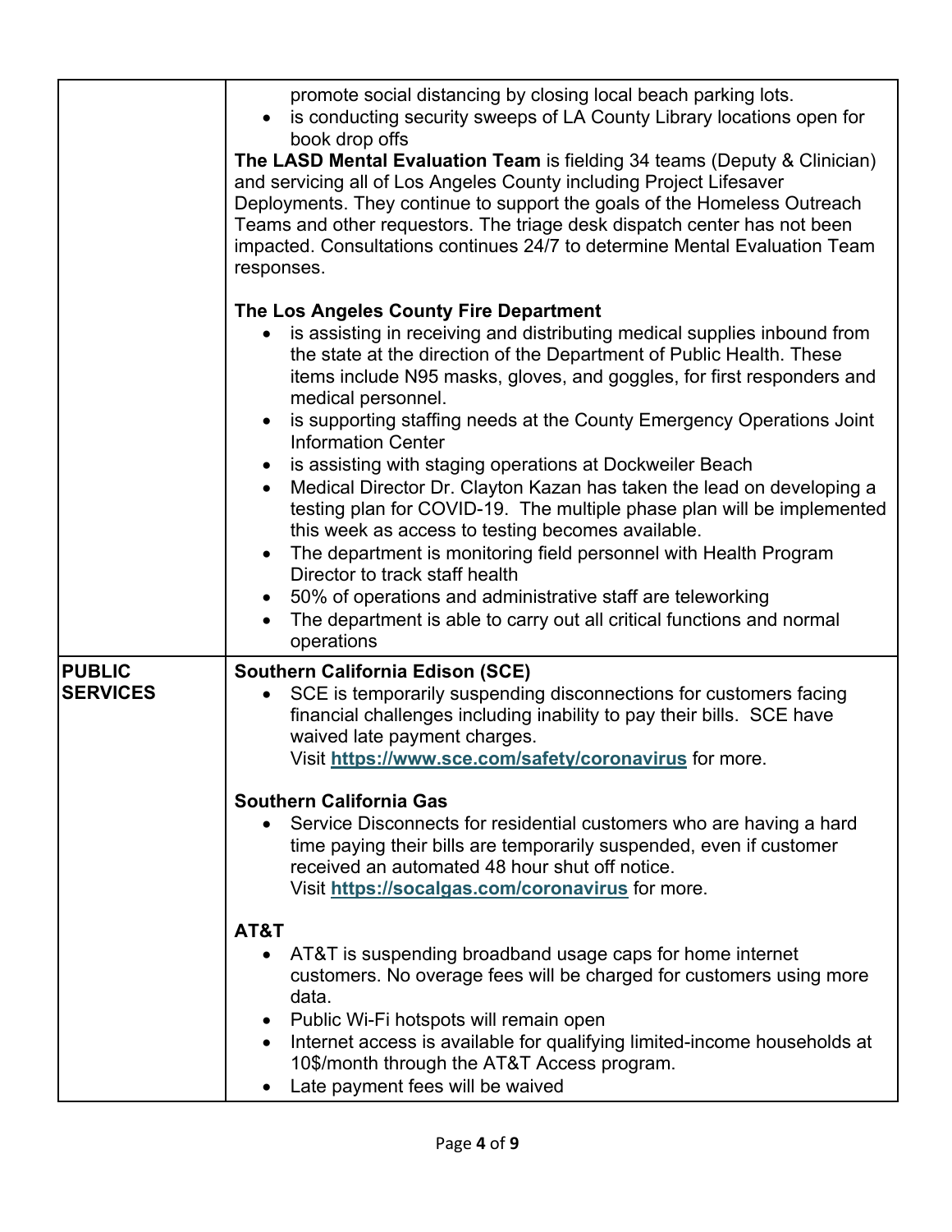| | |
|---|---|
| | promote social distancing by closing local beach parking lots.<br>• is conducting security sweeps of LA County Library locations open for book drop offs<br>**The LASD Mental Evaluation Team** is fielding 34 teams (Deputy & Clinician) and servicing all of Los Angeles County including Project Lifesaver Deployments. They continue to support the goals of the Homeless Outreach Teams and other requestors. The triage desk dispatch center has not been impacted. Consultations continues 24/7 to determine Mental Evaluation Team responses.<br><br>**The Los Angeles County Fire Department**<br>• is assisting in receiving and distributing medical supplies inbound from the state at the direction of the Department of Public Health. These items include N95 masks, gloves, and goggles, for first responders and medical personnel.<br>• is supporting staffing needs at the County Emergency Operations Joint Information Center<br>• is assisting with staging operations at Dockweiler Beach<br>• Medical Director Dr. Clayton Kazan has taken the lead on developing a testing plan for COVID-19. The multiple phase plan will be implemented this week as access to testing becomes available.<br>• The department is monitoring field personnel with Health Program Director to track staff health<br>• 50% of operations and administrative staff are teleworking<br>• The department is able to carry out all critical functions and normal operations |
| **PUBLIC SERVICES** | **Southern California Edison (SCE)**<br>• SCE is temporarily suspending disconnections for customers facing financial challenges including inability to pay their bills. SCE have waived late payment charges.<br>Visit **https://www.sce.com/safety/coronavirus** for more.<br><br>**Southern California Gas**<br>• Service Disconnects for residential customers who are having a hard time paying their bills are temporarily suspended, even if customer received an automated 48 hour shut off notice.<br>Visit **https://socalgas.com/coronavirus** for more.<br><br>**AT&T**<br>• AT&T is suspending broadband usage caps for home internet customers. No overage fees will be charged for customers using more data.<br>• Public Wi-Fi hotspots will remain open<br>• Internet access is available for qualifying limited-income households at 10$/month through the AT&T Access program.<br>• Late payment fees will be waived |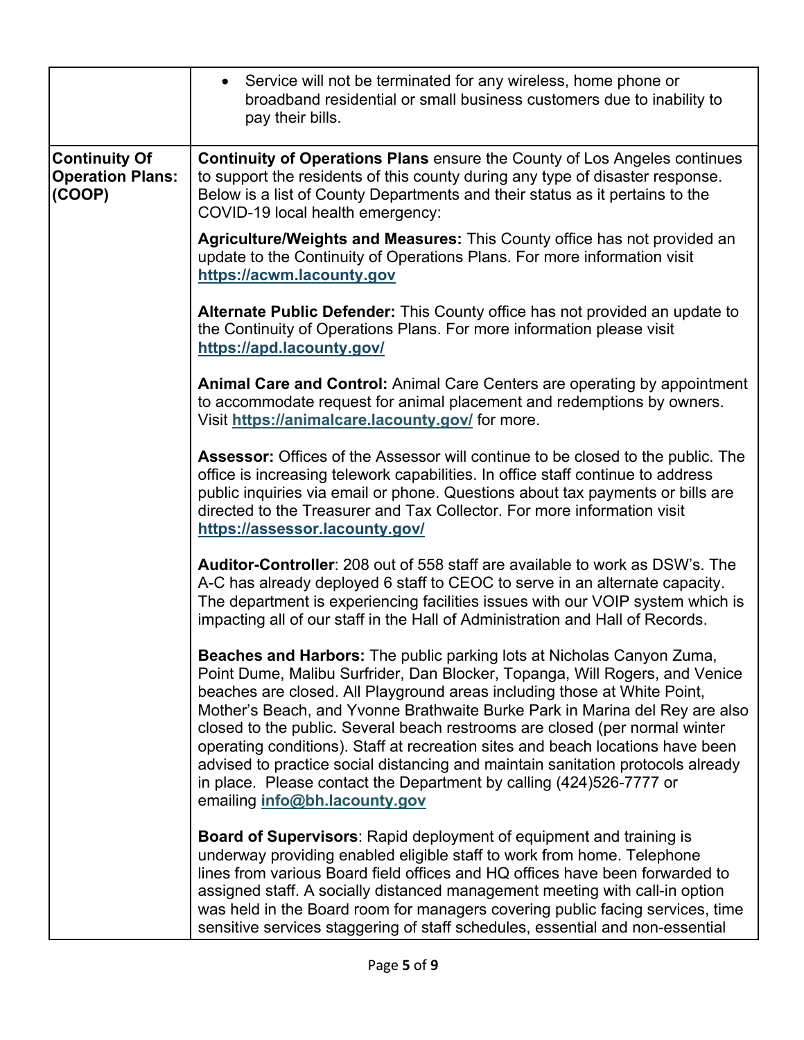| | |
|---|---|
| | • Service will not be terminated for any wireless, home phone or broadband residential or small business customers due to inability to pay their bills. |
| **Continuity Of Operation Plans: (COOP)** | **Continuity of Operations Plans** ensure the County of Los Angeles continues to support the residents of this county during any type of disaster response. Below is a list of County Departments and their status as it pertains to the COVID-19 local health emergency:<br><br>**Agriculture/Weights and Measures:** This County office has not provided an update to the Continuity of Operations Plans. For more information visit **https://acwm.lacounty.gov**<br><br>**Alternate Public Defender:** This County office has not provided an update to the Continuity of Operations Plans. For more information please visit **https://apd.lacounty.gov/**<br><br>**Animal Care and Control:** Animal Care Centers are operating by appointment to accommodate request for animal placement and redemptions by owners. Visit **https://animalcare.lacounty.gov/** for more.<br><br>**Assessor:** Offices of the Assessor will continue to be closed to the public. The office is increasing telework capabilities. In office staff continue to address public inquiries via email or phone. Questions about tax payments or bills are directed to the Treasurer and Tax Collector. For more information visit **https://assessor.lacounty.gov/**<br><br>**Auditor-Controller**: 208 out of 558 staff are available to work as DSW's. The A-C has already deployed 6 staff to CEOC to serve in an alternate capacity. The department is experiencing facilities issues with our VOIP system which is impacting all of our staff in the Hall of Administration and Hall of Records.<br><br>**Beaches and Harbors:** The public parking lots at Nicholas Canyon Zuma, Point Dume, Malibu Surfrider, Dan Blocker, Topanga, Will Rogers, and Venice beaches are closed. All Playground areas including those at White Point, Mother's Beach, and Yvonne Brathwaite Burke Park in Marina del Rey are also closed to the public. Several beach restrooms are closed (per normal winter operating conditions). Staff at recreation sites and beach locations have been advised to practice social distancing and maintain sanitation protocols already in place. Please contact the Department by calling (424)526-7777 or emailing **info@bh.lacounty.gov**<br><br>**Board of Supervisors**: Rapid deployment of equipment and training is underway providing enabled eligible staff to work from home. Telephone lines from various Board field offices and HQ offices have been forwarded to assigned staff. A socially distanced management meeting with call-in option was held in the Board room for managers covering public facing services, time sensitive services staggering of staff schedules, essential and non-essential |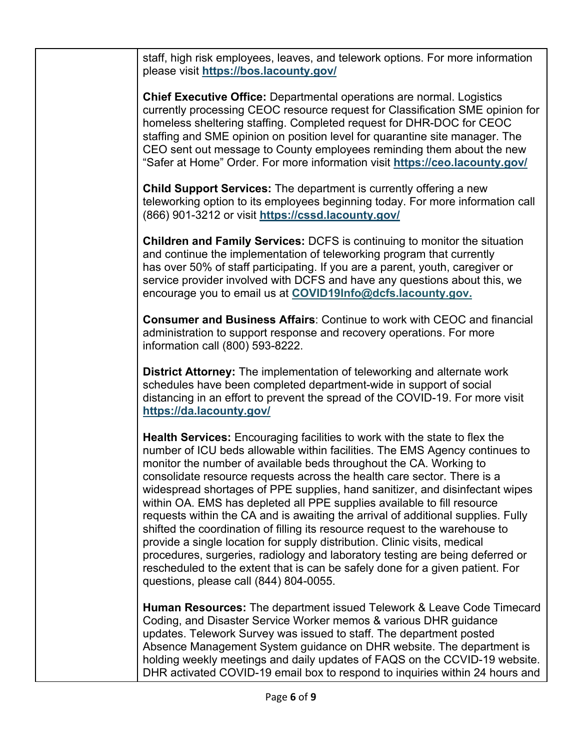| | |
|---|---|
| | staff, high risk employees, leaves, and telework options. For more information please visit **https://bos.lacounty.gov/**<br><br>**Chief Executive Office:** Departmental operations are normal. Logistics currently processing CEOC resource request for Classification SME opinion for homeless sheltering staffing. Completed request for DHR-DOC for CEOC staffing and SME opinion on position level for quarantine site manager. The CEO sent out message to County employees reminding them about the new "Safer at Home" Order. For more information visit **https://ceo.lacounty.gov/**<br><br>**Child Support Services:** The department is currently offering a new teleworking option to its employees beginning today. For more information call (866) 901-3212 or visit **https://cssd.lacounty.gov/**<br><br>**Children and Family Services:** DCFS is continuing to monitor the situation and continue the implementation of teleworking program that currently has over 50% of staff participating. If you are a parent, youth, caregiver or service provider involved with DCFS and have any questions about this, we encourage you to email us at **COVID19Info@dcfs.lacounty.gov.**<br><br>**Consumer and Business Affairs**: Continue to work with CEOC and financial administration to support response and recovery operations. For more information call (800) 593-8222.<br><br>**District Attorney:** The implementation of teleworking and alternate work schedules have been completed department-wide in support of social distancing in an effort to prevent the spread of the COVID-19. For more visit **https://da.lacounty.gov/**<br><br>**Health Services:** Encouraging facilities to work with the state to flex the number of ICU beds allowable within facilities. The EMS Agency continues to monitor the number of available beds throughout the CA. Working to consolidate resource requests across the health care sector. There is a widespread shortages of PPE supplies, hand sanitizer, and disinfectant wipes within OA. EMS has depleted all PPE supplies available to fill resource requests within the CA and is awaiting the arrival of additional supplies. Fully shifted the coordination of filling its resource request to the warehouse to provide a single location for supply distribution. Clinic visits, medical procedures, surgeries, radiology and laboratory testing are being deferred or rescheduled to the extent that is can be safely done for a given patient. For questions, please call (844) 804-0055.<br><br>**Human Resources:** The department issued Telework & Leave Code Timecard Coding, and Disaster Service Worker memos & various DHR guidance updates. Telework Survey was issued to staff. The department posted Absence Management System guidance on DHR website. The department is holding weekly meetings and daily updates of FAQS on the CCVID-19 website. DHR activated COVID-19 email box to respond to inquiries within 24 hours and |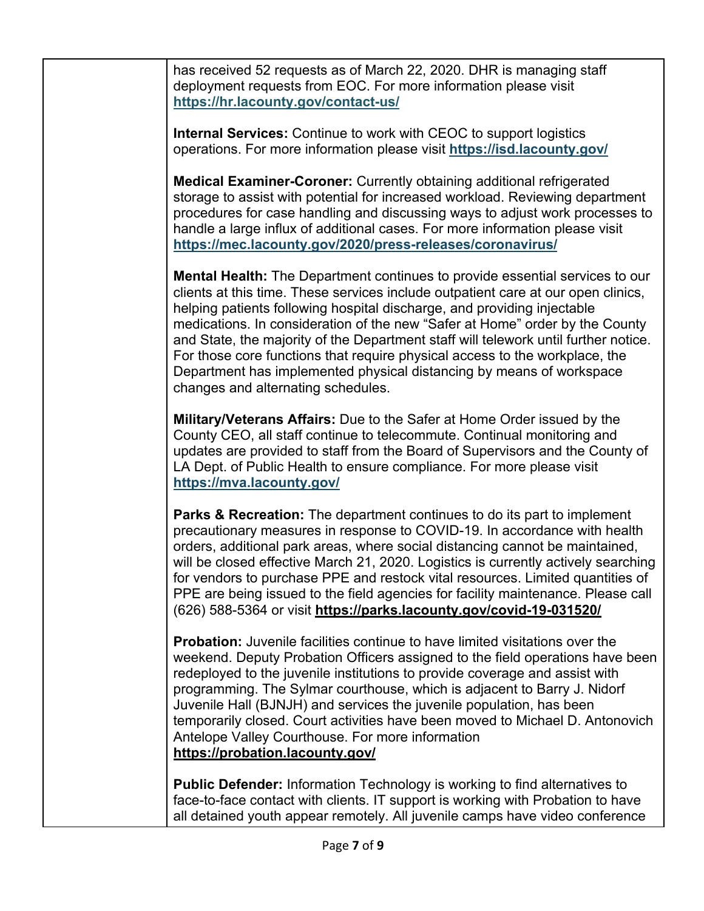has received 52 requests as of March 22, 2020. DHR is managing staff deployment requests from EOC. For more information please visit **https://hr.lacounty.gov/contact-us/**

**Internal Services:** Continue to work with CEOC to support logistics operations. For more information please visit **https://isd.lacounty.gov/**

**Medical Examiner-Coroner:** Currently obtaining additional refrigerated storage to assist with potential for increased workload. Reviewing department procedures for case handling and discussing ways to adjust work processes to handle a large influx of additional cases. For more information please visit **https://mec.lacounty.gov/2020/press-releases/coronavirus/**

**Mental Health:** The Department continues to provide essential services to our clients at this time. These services include outpatient care at our open clinics, helping patients following hospital discharge, and providing injectable medications. In consideration of the new "Safer at Home" order by the County and State, the majority of the Department staff will telework until further notice. For those core functions that require physical access to the workplace, the Department has implemented physical distancing by means of workspace changes and alternating schedules.

**Military/Veterans Affairs:** Due to the Safer at Home Order issued by the County CEO, all staff continue to telecommute. Continual monitoring and updates are provided to staff from the Board of Supervisors and the County of LA Dept. of Public Health to ensure compliance. For more please visit **https://mva.lacounty.gov/**

**Parks & Recreation:** The department continues to do its part to implement precautionary measures in response to COVID-19. In accordance with health orders, additional park areas, where social distancing cannot be maintained, will be closed effective March 21, 2020. Logistics is currently actively searching for vendors to purchase PPE and restock vital resources. Limited quantities of PPE are being issued to the field agencies for facility maintenance. Please call (626) 588-5364 or visit **https://parks.lacounty.gov/covid-19-031520/**

**Probation:** Juvenile facilities continue to have limited visitations over the weekend. Deputy Probation Officers assigned to the field operations have been redeployed to the juvenile institutions to provide coverage and assist with programming. The Sylmar courthouse, which is adjacent to Barry J. Nidorf Juvenile Hall (BJNJH) and services the juvenile population, has been temporarily closed. Court activities have been moved to Michael D. Antonovich Antelope Valley Courthouse. For more information **https://probation.lacounty.gov/**

**Public Defender:** Information Technology is working to find alternatives to face-to-face contact with clients. IT support is working with Probation to have all detained youth appear remotely. All juvenile camps have video conference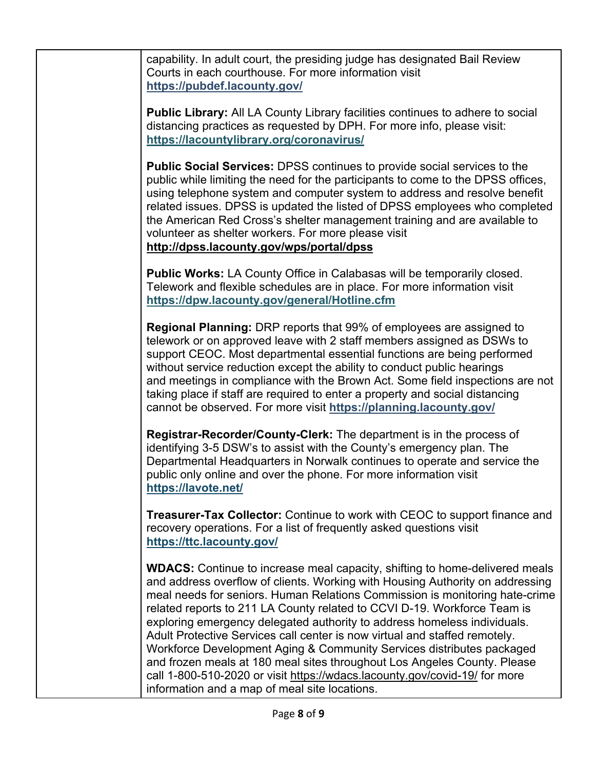| | |
|---|---|
| | capability. In adult court, the presiding judge has designated Bail Review Courts in each courthouse. For more information visit **https://pubdef.lacounty.gov/**<br><br>**Public Library:** All LA County Library facilities continues to adhere to social distancing practices as requested by DPH. For more info, please visit: **https://lacountylibrary.org/coronavirus/**<br><br>**Public Social Services:** DPSS continues to provide social services to the public while limiting the need for the participants to come to the DPSS offices, using telephone system and computer system to address and resolve benefit related issues. DPSS is updated the listed of DPSS employees who completed the American Red Cross's shelter management training and are available to volunteer as shelter workers. For more please visit **http://dpss.lacounty.gov/wps/portal/dpss**<br><br>**Public Works:** LA County Office in Calabasas will be temporarily closed. Telework and flexible schedules are in place. For more information visit **https://dpw.lacounty.gov/general/Hotline.cfm**<br><br>**Regional Planning:** DRP reports that 99% of employees are assigned to telework or on approved leave with 2 staff members assigned as DSWs to support CEOC. Most departmental essential functions are being performed without service reduction except the ability to conduct public hearings and meetings in compliance with the Brown Act. Some field inspections are not taking place if staff are required to enter a property and social distancing cannot be observed. For more visit **https://planning.lacounty.gov/**<br><br>**Registrar-Recorder/County-Clerk:** The department is in the process of identifying 3-5 DSW's to assist with the County's emergency plan. The Departmental Headquarters in Norwalk continues to operate and service the public only online and over the phone. For more information visit **https://lavote.net/**<br><br>**Treasurer-Tax Collector:** Continue to work with CEOC to support finance and recovery operations. For a list of frequently asked questions visit **https://ttc.lacounty.gov/**<br><br>**WDACS:** Continue to increase meal capacity, shifting to home-delivered meals and address overflow of clients. Working with Housing Authority on addressing meal needs for seniors. Human Relations Commission is monitoring hate-crime related reports to 211 LA County related to CCVI D-19. Workforce Team is exploring emergency delegated authority to address homeless individuals. Adult Protective Services call center is now virtual and staffed remotely. Workforce Development Aging & Community Services distributes packaged and frozen meals at 180 meal sites throughout Los Angeles County. Please call 1-800-510-2020 or visit https://wdacs.lacounty.gov/covid-19/ for more information and a map of meal site locations. |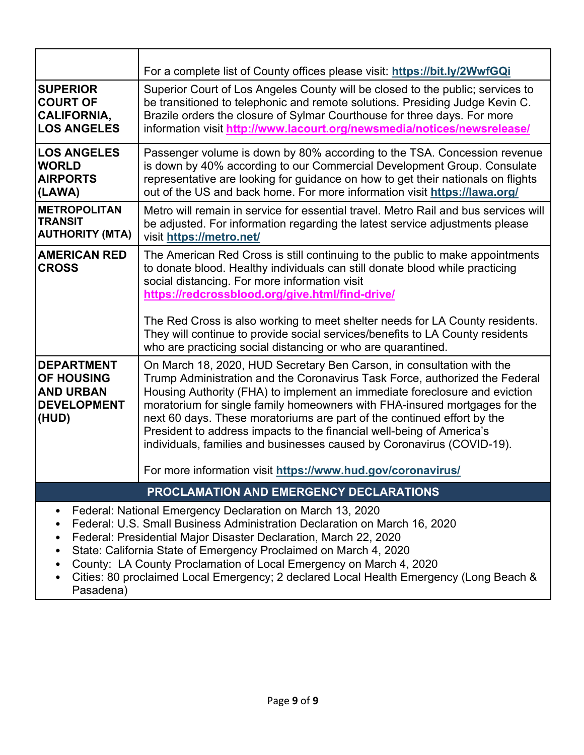| | |
|---|---|
| | For a complete list of County offices please visit: **https://bit.ly/2WwfGQi** |
| **SUPERIOR COURT OF CALIFORNIA, LOS ANGELES** | Superior Court of Los Angeles County will be closed to the public; services to be transitioned to telephonic and remote solutions. Presiding Judge Kevin C. Brazile orders the closure of Sylmar Courthouse for three days. For more information visit **http://www.lacourt.org/newsmedia/notices/newsrelease/** |
| **LOS ANGELES WORLD AIRPORTS (LAWA)** | Passenger volume is down by 80% according to the TSA. Concession revenue is down by 40% according to our Commercial Development Group. Consulate representative are looking for guidance on how to get their nationals on flights out of the US and back home. For more information visit **https://lawa.org/** |
| **METROPOLITAN TRANSIT AUTHORITY (MTA)** | Metro will remain in service for essential travel. Metro Rail and bus services will be adjusted. For information regarding the latest service adjustments please visit **https://metro.net/** |
| **AMERICAN RED CROSS** | The American Red Cross is still continuing to the public to make appointments to donate blood. Healthy individuals can still donate blood while practicing social distancing. For more information visit **https://redcrossblood.org/give.html/find-drive/**<br><br>The Red Cross is also working to meet shelter needs for LA County residents. They will continue to provide social services/benefits to LA County residents who are practicing social distancing or who are quarantined. |
| **DEPARTMENT OF HOUSING AND URBAN DEVELOPMENT (HUD)** | On March 18, 2020, HUD Secretary Ben Carson, in consultation with the Trump Administration and the Coronavirus Task Force, authorized the Federal Housing Authority (FHA) to implement an immediate foreclosure and eviction moratorium for single family homeowners with FHA-insured mortgages for the next 60 days. These moratoriums are part of the continued effort by the President to address impacts to the financial well-being of America's individuals, families and businesses caused by Coronavirus (COVID-19).<br><br>For more information visit **https://www.hud.gov/coronavirus/** |

## PROCLAMATION AND EMERGENCY DECLARATIONS

- Federal: National Emergency Declaration on March 13, 2020
- Federal: U.S. Small Business Administration Declaration on March 16, 2020
- Federal: Presidential Major Disaster Declaration, March 22, 2020
- State: California State of Emergency Proclaimed on March 4, 2020
- County: LA County Proclamation of Local Emergency on March 4, 2020
- Cities: 80 proclaimed Local Emergency; 2 declared Local Health Emergency (Long Beach & Pasadena)